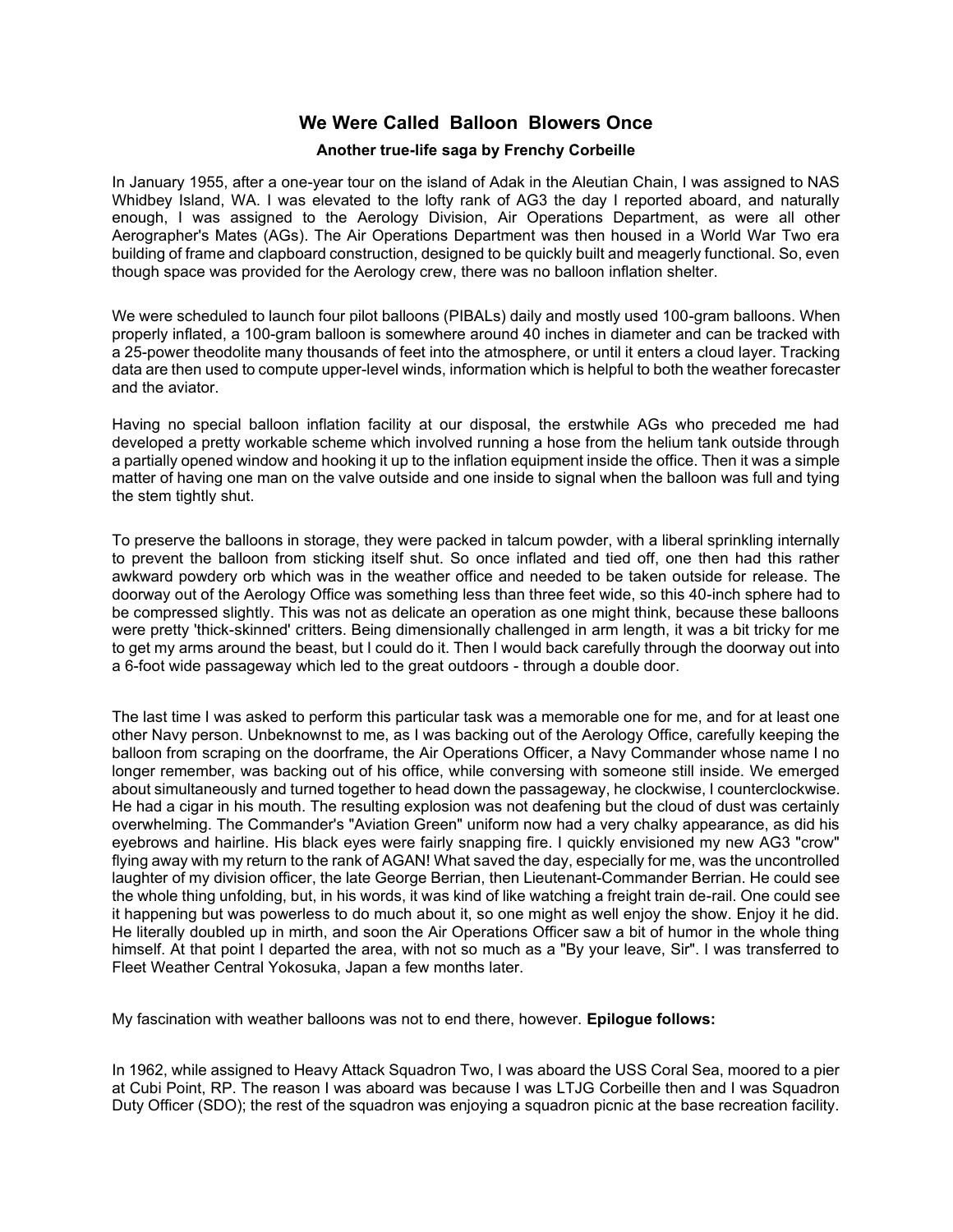# We Were Called Balloon Blowers Once

### Another true-life saga by Frenchy Corbeille

In January 1955, after a one-year tour on the island of Adak in the Aleutian Chain, I was assigned to NAS Whidbey Island, WA. I was elevated to the lofty rank of AG3 the day I reported aboard, and naturally enough, I was assigned to the Aerology Division, Air Operations Department, as were all other Aerographer's Mates (AGs). The Air Operations Department was then housed in a World War Two era building of frame and clapboard construction, designed to be quickly built and meagerly functional. So, even though space was provided for the Aerology crew, there was no balloon inflation shelter.

We were scheduled to launch four pilot balloons (PIBALs) daily and mostly used 100-gram balloons. When properly inflated, a 100-gram balloon is somewhere around 40 inches in diameter and can be tracked with a 25-power theodolite many thousands of feet into the atmosphere, or until it enters a cloud layer. Tracking data are then used to compute upper-level winds, information which is helpful to both the weather forecaster and the aviator.

Having no special balloon inflation facility at our disposal, the erstwhile AGs who preceded me had developed a pretty workable scheme which involved running a hose from the helium tank outside through a partially opened window and hooking it up to the inflation equipment inside the office. Then it was a simple matter of having one man on the valve outside and one inside to signal when the balloon was full and tying the stem tightly shut.

To preserve the balloons in storage, they were packed in talcum powder, with a liberal sprinkling internally to prevent the balloon from sticking itself shut. So once inflated and tied off, one then had this rather awkward powdery orb which was in the weather office and needed to be taken outside for release. The doorway out of the Aerology Office was something less than three feet wide, so this 40-inch sphere had to be compressed slightly. This was not as delicate an operation as one might think, because these balloons were pretty 'thick-skinned' critters. Being dimensionally challenged in arm length, it was a bit tricky for me to get my arms around the beast, but I could do it. Then I would back carefully through the doorway out into a 6-foot wide passageway which led to the great outdoors - through a double door.

The last time I was asked to perform this particular task was a memorable one for me, and for at least one other Navy person. Unbeknownst to me, as I was backing out of the Aerology Office, carefully keeping the balloon from scraping on the doorframe, the Air Operations Officer, a Navy Commander whose name I no longer remember, was backing out of his office, while conversing with someone still inside. We emerged about simultaneously and turned together to head down the passageway, he clockwise, I counterclockwise. He had a cigar in his mouth. The resulting explosion was not deafening but the cloud of dust was certainly overwhelming. The Commander's "Aviation Green" uniform now had a very chalky appearance, as did his eyebrows and hairline. His black eyes were fairly snapping fire. I quickly envisioned my new AG3 "crow" flying away with my return to the rank of AGAN! What saved the day, especially for me, was the uncontrolled laughter of my division officer, the late George Berrian, then Lieutenant-Commander Berrian. He could see the whole thing unfolding, but, in his words, it was kind of like watching a freight train de-rail. One could see it happening but was powerless to do much about it, so one might as well enjoy the show. Enjoy it he did. He literally doubled up in mirth, and soon the Air Operations Officer saw a bit of humor in the whole thing himself. At that point I departed the area, with not so much as a "By your leave, Sir". I was transferred to Fleet Weather Central Yokosuka, Japan a few months later.

My fascination with weather balloons was not to end there, however. **Epilogue follows:**

In 1962, while assigned to Heavy Attack Squadron Two, I was aboard the USS Coral Sea, moored to a pier at Cubi Point, RP. The reason I was aboard was because I was LTJG Corbeille then and I was Squadron Duty Officer (SDO); the rest of the squadron was enjoying a squadron picnic at the base recreation facility.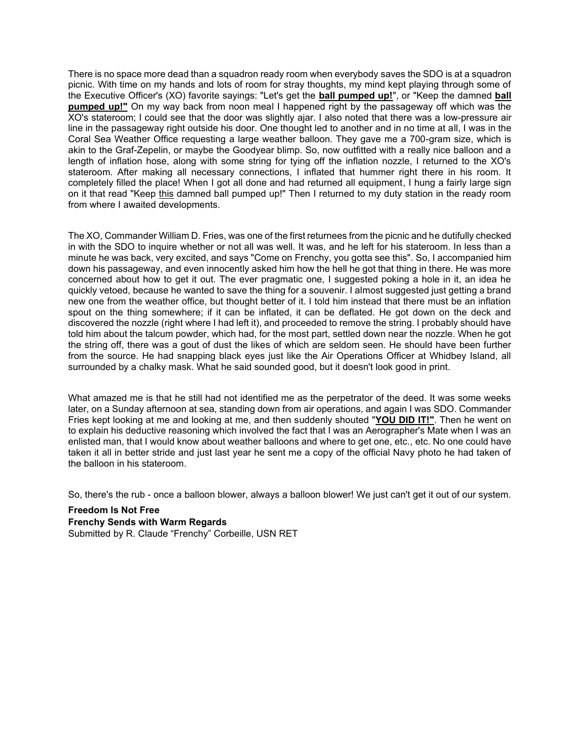There is no space more dead than a squadron ready room when everybody saves the SDO is at a squadron picnic. With time on my hands and lots of room for stray thoughts, my mind kept playing through some of the Executive Officer's (XO) favorite sayings: "Let's get the **<u>ball pumped up!</u>**", or "Keep the damned **<u>ball pumped up!"</u>** On my way back from noon meal I happened right by the passageway off which was the XO's stateroom; I could see that the door was slightly ajar. I also noted that there was a low-pressure air line in the passageway right outside his door. One thought led to another and in no time at all, I was in the Coral Sea Weather Office requesting a large weather balloon. They gave me a 700-gram size, which is akin to the Graf-Zepelin, or maybe the Goodyear blimp. So, now outfitted with a really nice balloon and a length of inflation hose, along with some string for tying off the inflation nozzle, I returned to the XO's stateroom. After making all necessary connections, I inflated that hummer right there in his room. It completely filled the place! When I got all done and had returned all equipment, I hung a fairly large sign on it that read "Keep <u>this</u> damned ball pumped up!" Then I returned to my duty station in the ready room from where I awaited developments.

The XO, Commander William D. Fries, was one of the first returnees from the picnic and he dutifully checked in with the SDO to inquire whether or not all was well. It was, and he left for his stateroom. In less than a minute he was back, very excited, and says "Come on Frenchy, you gotta see this". So, I accompanied him down his passageway, and even innocently asked him how the hell he got that thing in there. He was more concerned about how to get it out. The ever pragmatic one, I suggested poking a hole in it, an idea he quickly vetoed, because he wanted to save the thing for a souvenir. I almost suggested just getting a brand new one from the weather office, but thought better of it. I told him instead that there must be an inflation spout on the thing somewhere; if it can be inflated, it can be deflated. He got down on the deck and discovered the nozzle (right where I had left it), and proceeded to remove the string. I probably should have told him about the talcum powder, which had, for the most part, settled down near the nozzle. When he got the string off, there was a gout of dust the likes of which are seldom seen. He should have been further from the source. He had snapping black eyes just like the Air Operations Officer at Whidbey Island, all surrounded by a chalky mask. What he said sounded good, but it doesn't look good in print.

What amazed me is that he still had not identified me as the perpetrator of the deed. It was some weeks later, on a Sunday afternoon at sea, standing down from air operations, and again I was SDO. Commander Fries kept looking at me and looking at me, and then suddenly shouted "**<u>YOU DID IT!"</u>**. Then he went on to explain his deductive reasoning which involved the fact that I was an Aerographer's Mate when I was an enlisted man, that I would know about weather balloons and where to get one, etc., etc. No one could have taken it all in better stride and just last year he sent me a copy of the official Navy photo he had taken of the balloon in his stateroom.

So, there's the rub - once a balloon blower, always a balloon blower! We just can't get it out of our system.

**Freedom Is Not Free**
**Frenchy Sends with Warm Regards**
Submitted by R. Claude "Frenchy" Corbeille, USN RET